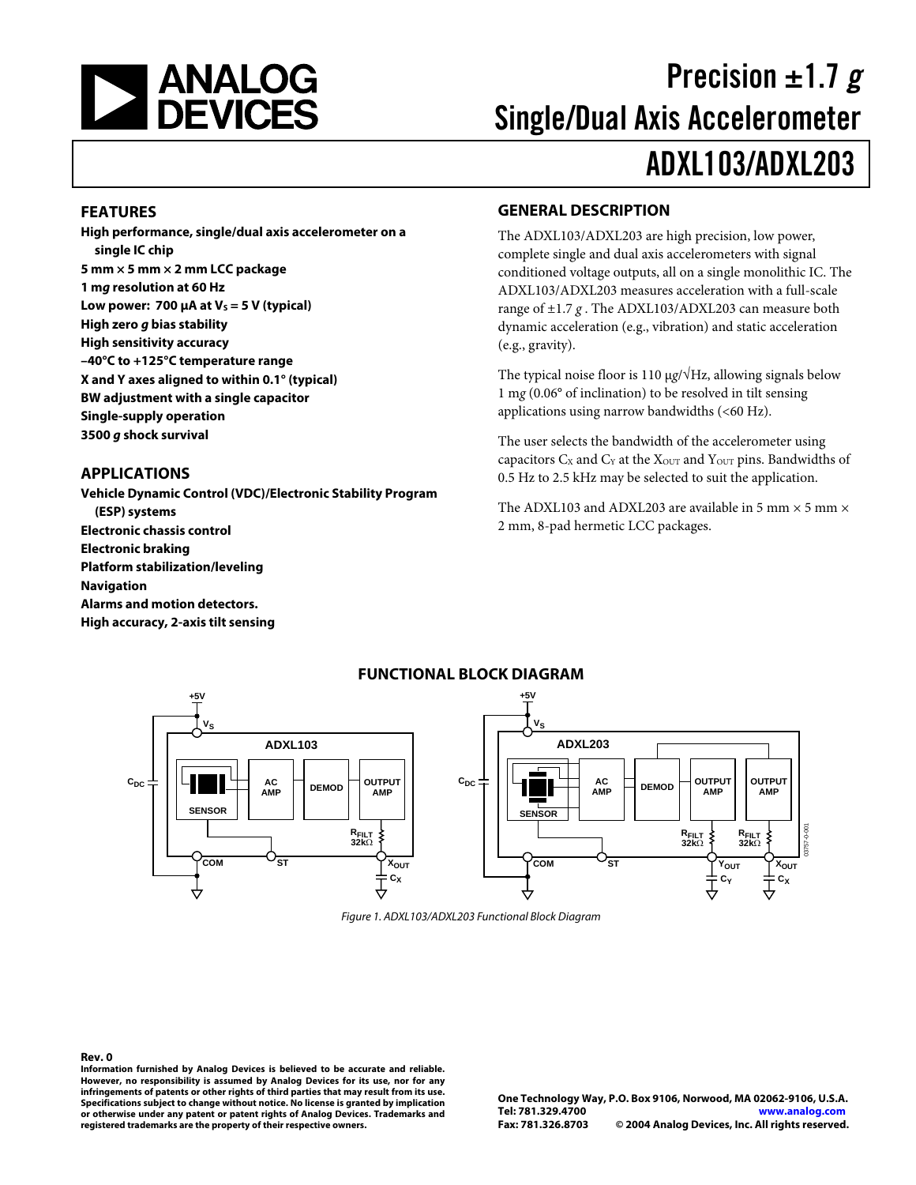# Precision ±1.7 *g* Single/Dual Axis Accelerometer

# ADXL103/ADXL203

## FEATURES

**High performance, single/dual axis accelerometer on a single IC chip**
**5 mm × 5 mm × 2 mm LCC package**
**1 m*g* resolution at 60 Hz**
**Low power: 700 µA at $V_S$ = 5 V (typical)**
**High zero *g* bias stability**
**High sensitivity accuracy**
**–40°C to +125°C temperature range**
**X and Y axes aligned to within 0.1° (typical)**
**BW adjustment with a single capacitor**
**Single-supply operation**
**3500 *g* shock survival**

## APPLICATIONS

**Vehicle Dynamic Control (VDC)/Electronic Stability Program (ESP) systems**
**Electronic chassis control**
**Electronic braking**
**Platform stabilization/leveling**
**Navigation**
**Alarms and motion detectors.**
**High accuracy, 2-axis tilt sensing**

## GENERAL DESCRIPTION

The ADXL103/ADXL203 are high precision, low power, complete single and dual axis accelerometers with signal conditioned voltage outputs, all on a single monolithic IC. The ADXL103/ADXL203 measures acceleration with a full-scale range of ±1.7 *g* . The ADXL103/ADXL203 can measure both dynamic acceleration (e.g., vibration) and static acceleration (e.g., gravity).

The typical noise floor is 110 µ*g*/√Hz, allowing signals below 1 m*g* (0.06° of inclination) to be resolved in tilt sensing applications using narrow bandwidths (<60 Hz).

The user selects the bandwidth of the accelerometer using capacitors $C_X$ and $C_Y$ at the $X_{OUT}$ and $Y_{OUT}$ pins. Bandwidths of 0.5 Hz to 2.5 kHz may be selected to suit the application.

The ADXL103 and ADXL203 are available in 5 mm × 5 mm × 2 mm, 8-pad hermetic LCC packages.

## FUNCTIONAL BLOCK DIAGRAM

*Figure 1. ADXL103/ADXL203 Functional Block Diagram*

**Rev. 0**

**Information furnished by Analog Devices is believed to be accurate and reliable. However, no responsibility is assumed by Analog Devices for its use, nor for any infringements of patents or other rights of third parties that may result from its use. Specifications subject to change without notice. No license is granted by implication or otherwise under any patent or patent rights of Analog Devices. Trademarks and registered trademarks are the property of their respective owners.**

**One Technology Way, P.O. Box 9106, Norwood, MA 02062-9106, U.S.A.**
**Tel: 781.329.4700 www.analog.com**
**Fax: 781.326.8703 © 2004 Analog Devices, Inc. All rights reserved.**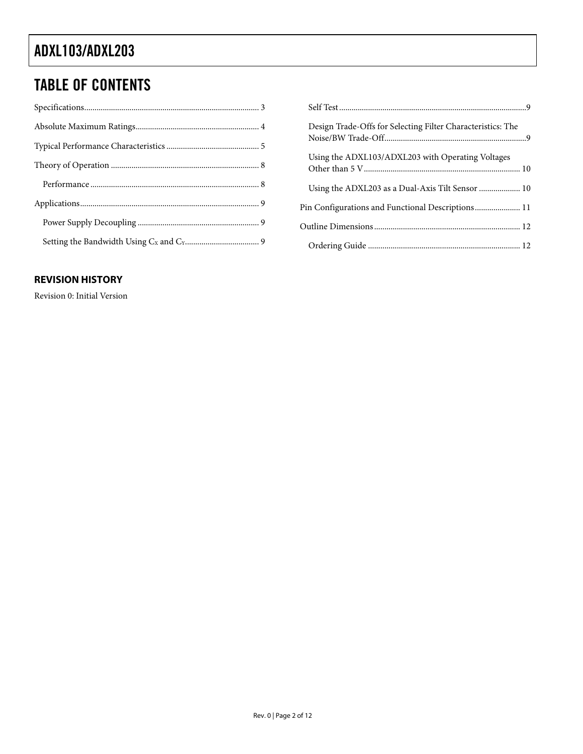# TABLE OF CONTENTS

Specifications .... 3

Absolute Maximum Ratings .... 4

Typical Performance Characteristics .... 5

Theory of Operation .... 8

- Performance .... 8

Applications .... 9

- Power Supply Decoupling .... 9
- Setting the Bandwidth Using $C_X$ and $C_Y$ .... 9
- Self Test .... 9
- Design Trade-Offs for Selecting Filter Characteristics: The Noise/BW Trade-Off .... 9
- Using the ADXL103/ADXL203 with Operating Voltages Other than 5 V .... 10
- Using the ADXL203 as a Dual-Axis Tilt Sensor .... 10

Pin Configurations and Functional Descriptions .... 11

Outline Dimensions .... 12

- Ordering Guide .... 12

## REVISION HISTORY

Revision 0: Initial Version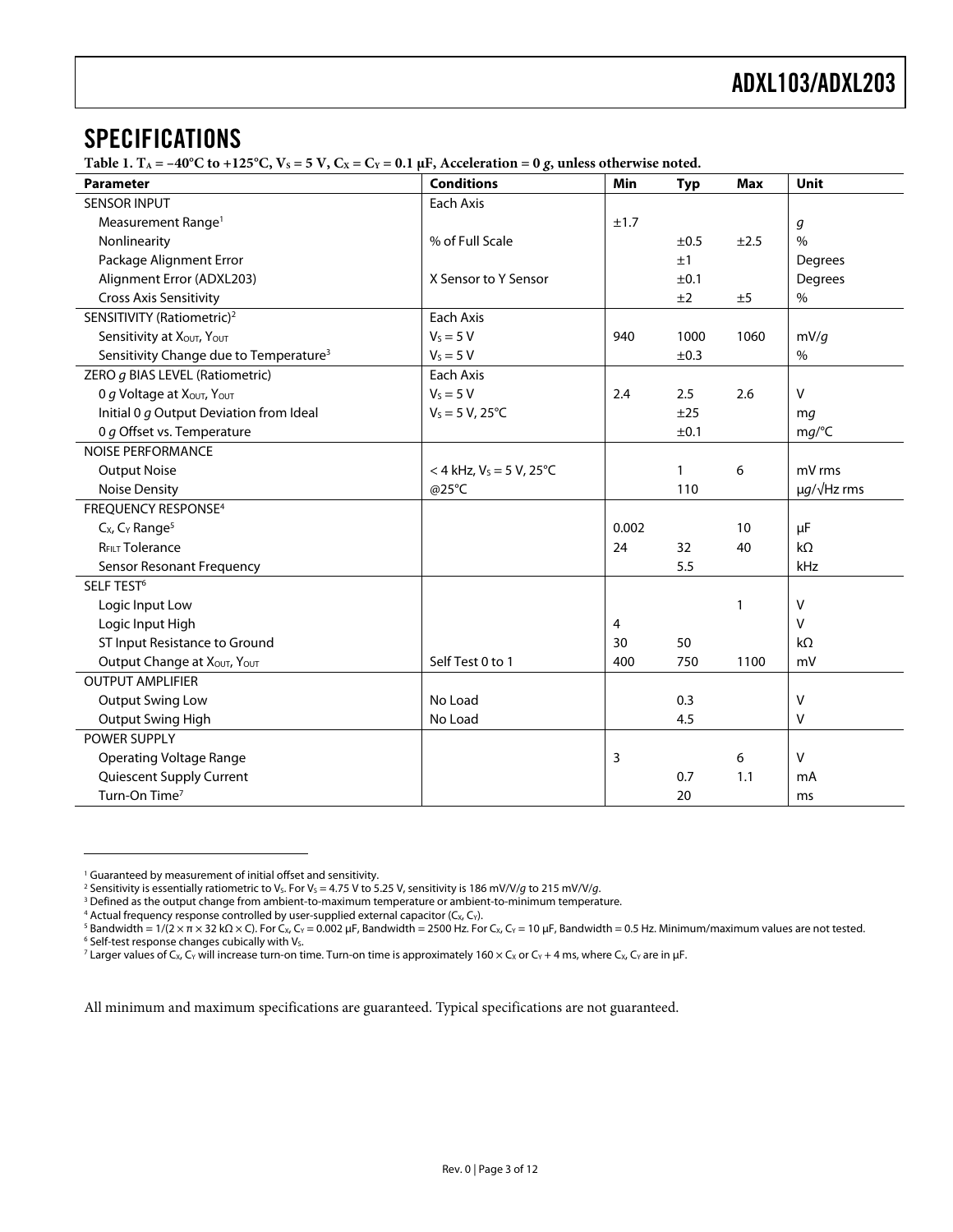## SPECIFICATIONS

**Table 1. $T_A$ = −40°C to +125°C, $V_S$ = 5 V, $C_X = C_Y$ = 0.1 µF, Acceleration = 0 *g*, unless otherwise noted.**

| Parameter | Conditions | Min | Typ | Max | Unit |
|---|---|---|---|---|---|
| SENSOR INPUT | Each Axis | | | | |
| Measurement Range[1] | | ±1.7 | | | *g* |
| Nonlinearity | % of Full Scale | | ±0.5 | ±2.5 | % |
| Package Alignment Error | | | ±1 | | Degrees |
| Alignment Error (ADXL203) | X Sensor to Y Sensor | | ±0.1 | | Degrees |
| Cross Axis Sensitivity | | | ±2 | ±5 | % |
| SENSITIVITY (Ratiometric)[2] | Each Axis | | | | |
| Sensitivity at $X_{OUT}$, $Y_{OUT}$ | $V_S$ = 5 V | 940 | 1000 | 1060 | mV/*g* |
| Sensitivity Change due to Temperature[3] | $V_S$ = 5 V | | ±0.3 | | % |
| ZERO *g* BIAS LEVEL (Ratiometric) | Each Axis | | | | |
| 0 *g* Voltage at $X_{OUT}$, $Y_{OUT}$ | $V_S$ = 5 V | 2.4 | 2.5 | 2.6 | V |
| Initial 0 *g* Output Deviation from Ideal | $V_S$ = 5 V, 25°C | | ±25 | | m*g* |
| 0 *g* Offset vs. Temperature | | | ±0.1 | | m*g*/°C |
| NOISE PERFORMANCE | | | | | |
| Output Noise | < 4 kHz, $V_S$ = 5 V, 25°C | | 1 | 6 | mV rms |
| Noise Density | @25°C | | 110 | | µ*g*/√Hz rms |
| FREQUENCY RESPONSE[4] | | | | | |
| $C_X$, $C_Y$ Range[5] | | 0.002 | | 10 | µF |
| $R_{FILT}$ Tolerance | | 24 | 32 | 40 | kΩ |
| Sensor Resonant Frequency | | | 5.5 | | kHz |
| SELF TEST[6] | | | | | |
| Logic Input Low | | | | 1 | V |
| Logic Input High | | 4 | | | V |
| ST Input Resistance to Ground | | 30 | 50 | | kΩ |
| Output Change at $X_{OUT}$, $Y_{OUT}$ | Self Test 0 to 1 | 400 | 750 | 1100 | mV |
| OUTPUT AMPLIFIER | | | | | |
| Output Swing Low | No Load | | 0.3 | | V |
| Output Swing High | No Load | | 4.5 | | V |
| POWER SUPPLY | | | | | |
| Operating Voltage Range | | 3 | | 6 | V |
| Quiescent Supply Current | | | 0.7 | 1.1 | mA |
| Turn-On Time[7] | | | 20 | | ms |

[1] Guaranteed by measurement of initial offset and sensitivity.
[2] Sensitivity is essentially ratiometric to $V_S$. For $V_S$ = 4.75 V to 5.25 V, sensitivity is 186 mV/V/*g* to 215 mV/V/*g*.
[3] Defined as the output change from ambient-to-maximum temperature or ambient-to-minimum temperature.
[4] Actual frequency response controlled by user-supplied external capacitor ($C_X$, $C_Y$).
[5] Bandwidth = 1/(2 × π × 32 kΩ × C). For $C_X$, $C_Y$ = 0.002 µF, Bandwidth = 2500 Hz. For $C_X$, $C_Y$ = 10 µF, Bandwidth = 0.5 Hz. Minimum/maximum values are not tested.
[6] Self-test response changes cubically with $V_S$.
[7] Larger values of $C_X$, $C_Y$ will increase turn-on time. Turn-on time is approximately 160 × $C_X$ or $C_Y$ + 4 ms, where $C_X$, $C_Y$ are in µF.

All minimum and maximum specifications are guaranteed. Typical specifications are not guaranteed.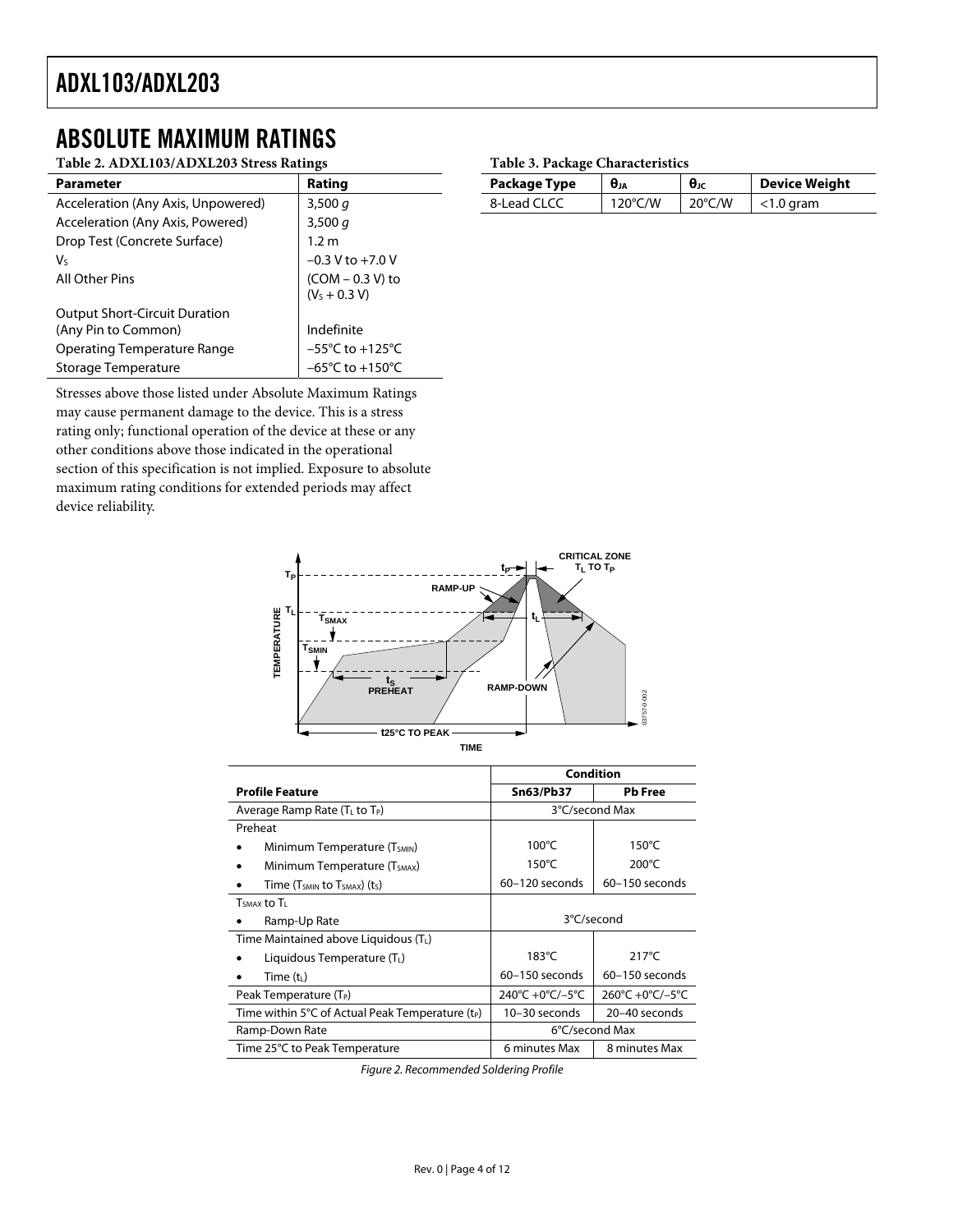# ABSOLUTE MAXIMUM RATINGS

**Table 2. ADXL103/ADXL203 Stress Ratings**

| Parameter | Rating |
|---|---|
| Acceleration (Any Axis, Unpowered) | 3,500 *g* |
| Acceleration (Any Axis, Powered) | 3,500 *g* |
| Drop Test (Concrete Surface) | 1.2 m |
| $V_S$ | −0.3 V to +7.0 V |
| All Other Pins | (COM − 0.3 V) to ($V_S$ + 0.3 V) |
| Output Short-Circuit Duration (Any Pin to Common) | Indefinite |
| Operating Temperature Range | −55°C to +125°C |
| Storage Temperature | −65°C to +150°C |

Stresses above those listed under Absolute Maximum Ratings may cause permanent damage to the device. This is a stress rating only; functional operation of the device at these or any other conditions above those indicated in the operational section of this specification is not implied. Exposure to absolute maximum rating conditions for extended periods may affect device reliability.

**Table 3. Package Characteristics**

| Package Type | $\theta_{JA}$ | $\theta_{JC}$ | Device Weight |
|---|---|---|---|
| 8-Lead CLCC | 120°C/W | 20°C/W | <1.0 gram |

| Profile Feature | Condition | |
|---|---|---|
| | **Sn63/Pb37** | **Pb Free** |
| Average Ramp Rate ($T_L$ to $T_P$) | 3°C/second Max | |
| Preheat | | |
| • Minimum Temperature ($T_{SMIN}$) | 100°C | 150°C |
| • Minimum Temperature ($T_{SMAX}$) | 150°C | 200°C |
| • Time ($T_{SMIN}$ to $T_{SMAX}$) ($t_S$) | 60–120 seconds | 60–150 seconds |
| $T_{SMAX}$ to $T_L$ | | |
| • Ramp-Up Rate | 3°C/second | |
| Time Maintained above Liquidous ($T_L$) | | |
| • Liquidous Temperature ($T_L$) | 183°C | 217°C |
| • Time ($t_L$) | 60–150 seconds | 60–150 seconds |
| Peak Temperature ($T_P$) | 240°C +0°C/–5°C | 260°C +0°C/–5°C |
| Time within 5°C of Actual Peak Temperature ($t_P$) | 10–30 seconds | 20–40 seconds |
| Ramp-Down Rate | 6°C/second Max | |
| Time 25°C to Peak Temperature | 6 minutes Max | 8 minutes Max |

*Figure 2. Recommended Soldering Profile*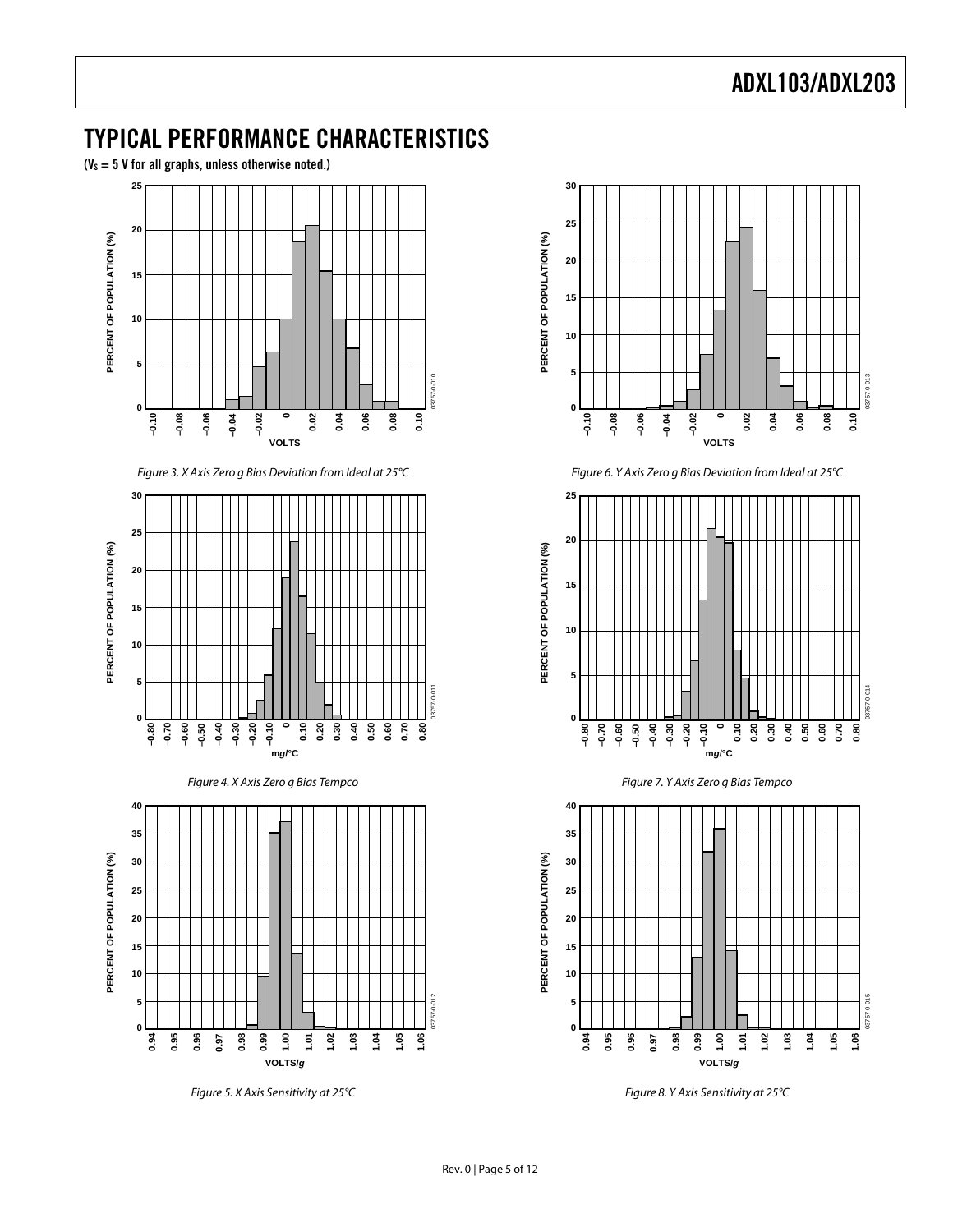## TYPICAL PERFORMANCE CHARACTERISTICS

($V_S$ = 5 V for all graphs, unless otherwise noted.)

*Figure 3. X Axis Zero g Bias Deviation from Ideal at 25°C*

*Figure 4. X Axis Zero g Bias Tempco*

*Figure 5. X Axis Sensitivity at 25°C*

*Figure 6. Y Axis Zero g Bias Deviation from Ideal at 25°C*

*Figure 7. Y Axis Zero g Bias Tempco*

*Figure 8. Y Axis Sensitivity at 25°C*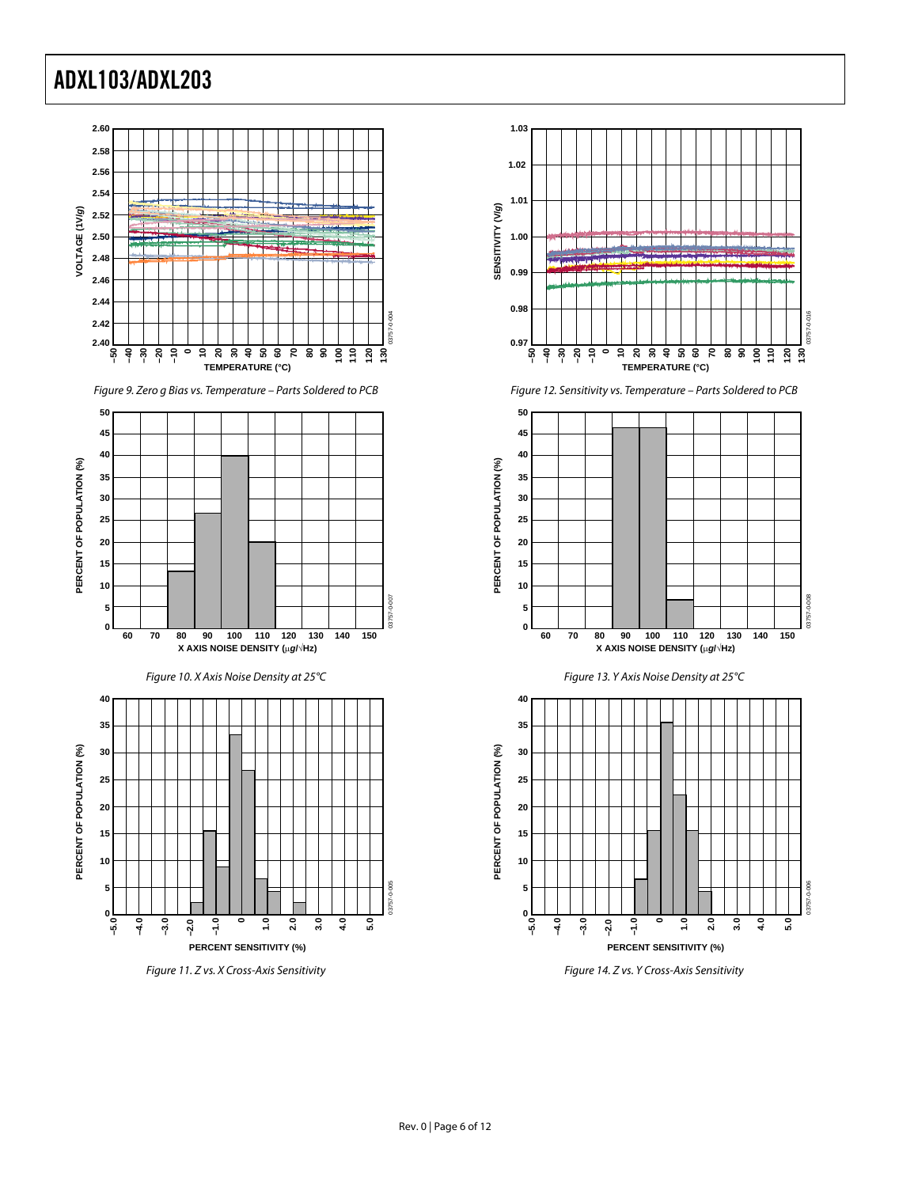Figure 9. Zero g Bias vs. Temperature – Parts Soldered to PCB

Figure 10. X Axis Noise Density at 25°C

Figure 11. Z vs. X Cross-Axis Sensitivity

Figure 12. Sensitivity vs. Temperature – Parts Soldered to PCB

Figure 13. Y Axis Noise Density at 25°C

Figure 14. Z vs. Y Cross-Axis Sensitivity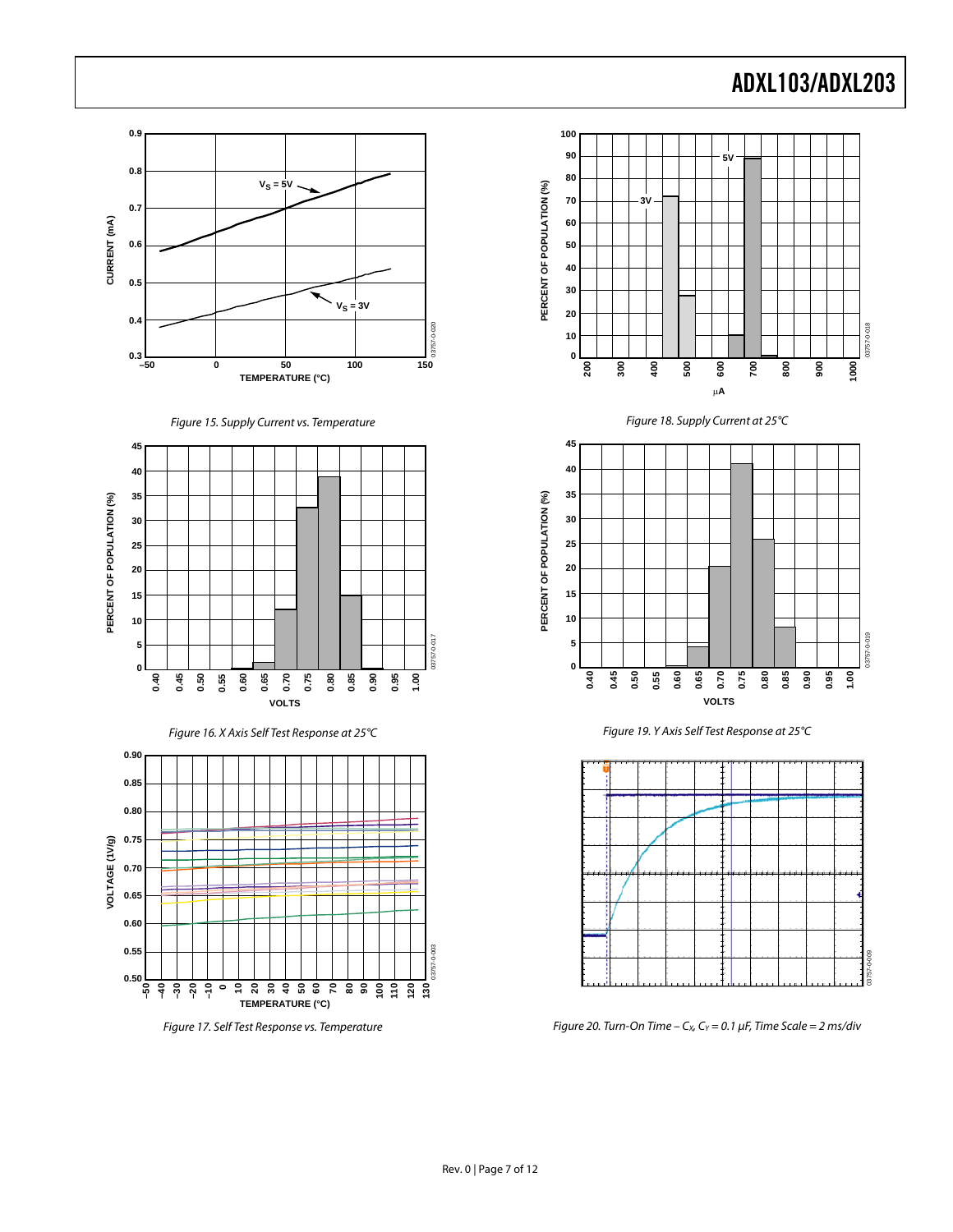Figure 15. Supply Current vs. Temperature

Figure 16. X Axis Self Test Response at 25°C

Figure 17. Self Test Response vs. Temperature

Figure 18. Supply Current at 25°C

Figure 19. Y Axis Self Test Response at 25°C

Figure 20. Turn-On Time – $C_X$, $C_Y$ = 0.1 μF, Time Scale = 2 ms/div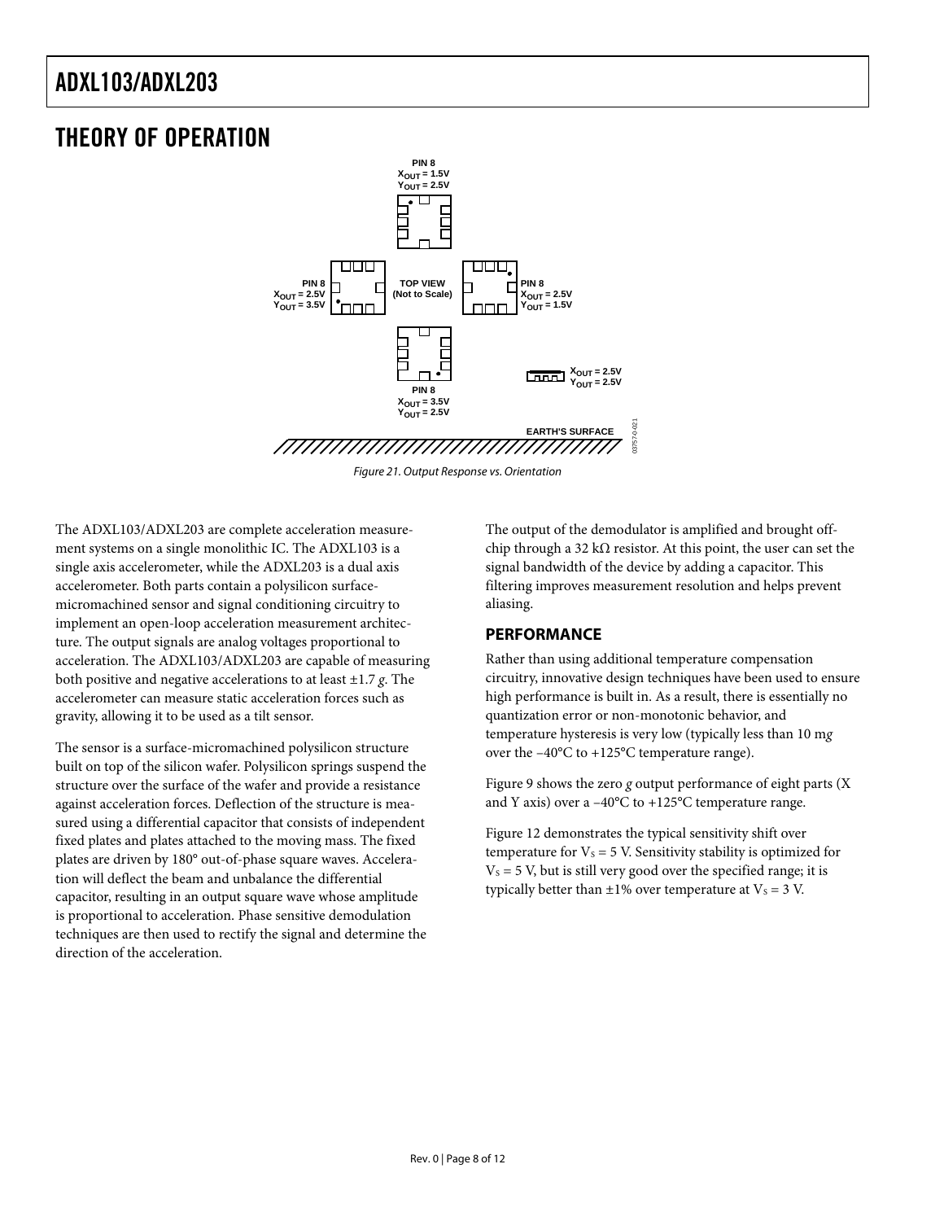# THEORY OF OPERATION

Figure 21. Output Response vs. Orientation

The ADXL103/ADXL203 are complete acceleration measurement systems on a single monolithic IC. The ADXL103 is a single axis accelerometer, while the ADXL203 is a dual axis accelerometer. Both parts contain a polysilicon surface-micromachined sensor and signal conditioning circuitry to implement an open-loop acceleration measurement architecture. The output signals are analog voltages proportional to acceleration. The ADXL103/ADXL203 are capable of measuring both positive and negative accelerations to at least ±1.7 *g*. The accelerometer can measure static acceleration forces such as gravity, allowing it to be used as a tilt sensor.

The sensor is a surface-micromachined polysilicon structure built on top of the silicon wafer. Polysilicon springs suspend the structure over the surface of the wafer and provide a resistance against acceleration forces. Deflection of the structure is measured using a differential capacitor that consists of independent fixed plates and plates attached to the moving mass. The fixed plates are driven by 180° out-of-phase square waves. Acceleration will deflect the beam and unbalance the differential capacitor, resulting in an output square wave whose amplitude is proportional to acceleration. Phase sensitive demodulation techniques are then used to rectify the signal and determine the direction of the acceleration.

The output of the demodulator is amplified and brought off-chip through a 32 kΩ resistor. At this point, the user can set the signal bandwidth of the device by adding a capacitor. This filtering improves measurement resolution and helps prevent aliasing.

## PERFORMANCE

Rather than using additional temperature compensation circuitry, innovative design techniques have been used to ensure high performance is built in. As a result, there is essentially no quantization error or non-monotonic behavior, and temperature hysteresis is very low (typically less than 10 m*g* over the −40°C to +125°C temperature range).

Figure 9 shows the zero *g* output performance of eight parts (X and Y axis) over a −40°C to +125°C temperature range.

Figure 12 demonstrates the typical sensitivity shift over temperature for $V_S$ = 5 V. Sensitivity stability is optimized for $V_S$ = 5 V, but is still very good over the specified range; it is typically better than ±1% over temperature at $V_S$ = 3 V.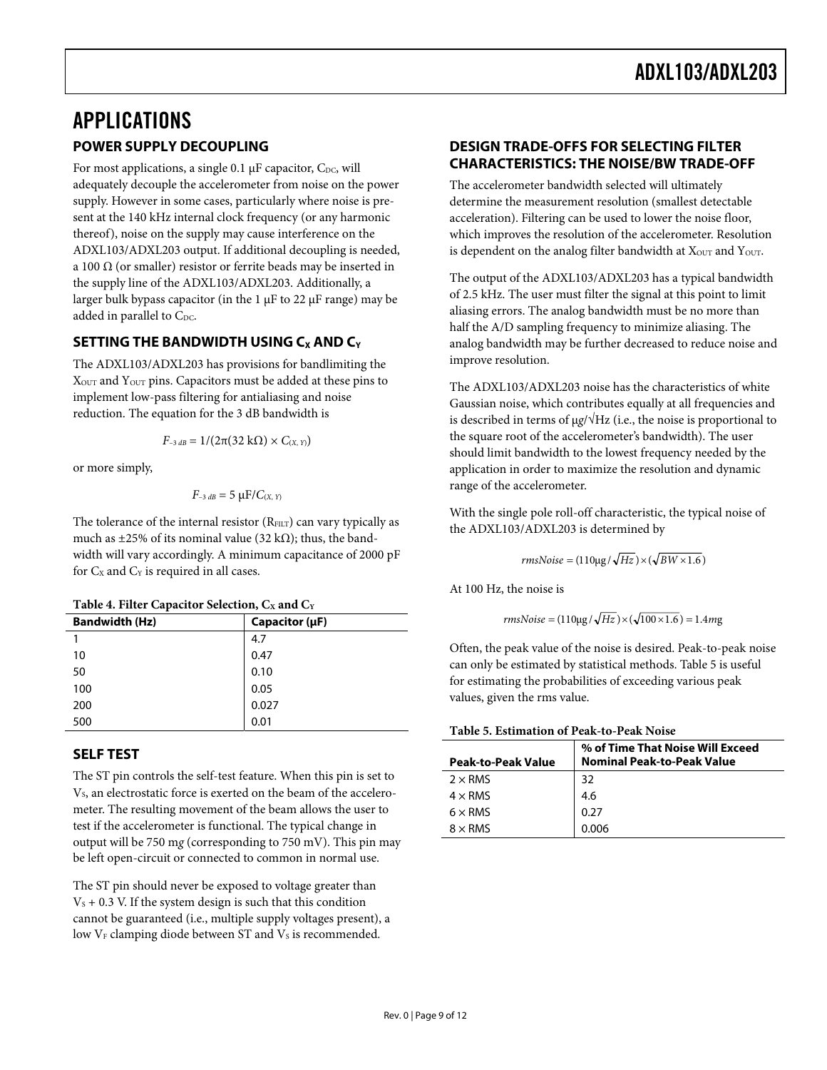# APPLICATIONS

## POWER SUPPLY DECOUPLING

For most applications, a single 0.1 µF capacitor, $C_{DC}$, will adequately decouple the accelerometer from noise on the power supply. However in some cases, particularly where noise is present at the 140 kHz internal clock frequency (or any harmonic thereof), noise on the supply may cause interference on the ADXL103/ADXL203 output. If additional decoupling is needed, a 100 Ω (or smaller) resistor or ferrite beads may be inserted in the supply line of the ADXL103/ADXL203. Additionally, a larger bulk bypass capacitor (in the 1 µF to 22 µF range) may be added in parallel to $C_{DC}$.

## SETTING THE BANDWIDTH USING $C_X$ AND $C_Y$

The ADXL103/ADXL203 has provisions for bandlimiting the $X_{OUT}$ and $Y_{OUT}$ pins. Capacitors must be added at these pins to implement low-pass filtering for antialiasing and noise reduction. The equation for the 3 dB bandwidth is

$$F_{-3\ dB} = 1/(2\pi(32\ k\Omega) \times C_{(X,\ Y)})$$

or more simply,

$$F_{-3\ dB} = 5\ \mu F/C_{(X,\ Y)}$$

The tolerance of the internal resistor ($R_{FILT}$) can vary typically as much as ±25% of its nominal value (32 kΩ); thus, the bandwidth will vary accordingly. A minimum capacitance of 2000 pF for $C_X$ and $C_Y$ is required in all cases.

**Table 4. Filter Capacitor Selection, $C_X$ and $C_Y$**

| Bandwidth (Hz) | Capacitor (µF) |
|---|---|
| 1 | 4.7 |
| 10 | 0.47 |
| 50 | 0.10 |
| 100 | 0.05 |
| 200 | 0.027 |
| 500 | 0.01 |

## SELF TEST

The ST pin controls the self-test feature. When this pin is set to $V_S$, an electrostatic force is exerted on the beam of the accelerometer. The resulting movement of the beam allows the user to test if the accelerometer is functional. The typical change in output will be 750 m*g* (corresponding to 750 mV). This pin may be left open-circuit or connected to common in normal use.

The ST pin should never be exposed to voltage greater than $V_S$ + 0.3 V. If the system design is such that this condition cannot be guaranteed (i.e., multiple supply voltages present), a low $V_F$ clamping diode between ST and $V_S$ is recommended.

## DESIGN TRADE-OFFS FOR SELECTING FILTER CHARACTERISTICS: THE NOISE/BW TRADE-OFF

The accelerometer bandwidth selected will ultimately determine the measurement resolution (smallest detectable acceleration). Filtering can be used to lower the noise floor, which improves the resolution of the accelerometer. Resolution is dependent on the analog filter bandwidth at $X_{OUT}$ and $Y_{OUT}$.

The output of the ADXL103/ADXL203 has a typical bandwidth of 2.5 kHz. The user must filter the signal at this point to limit aliasing errors. The analog bandwidth must be no more than half the A/D sampling frequency to minimize aliasing. The analog bandwidth may be further decreased to reduce noise and improve resolution.

The ADXL103/ADXL203 noise has the characteristics of white Gaussian noise, which contributes equally at all frequencies and is described in terms of µ*g*/√Hz (i.e., the noise is proportional to the square root of the accelerometer's bandwidth). The user should limit bandwidth to the lowest frequency needed by the application in order to maximize the resolution and dynamic range of the accelerometer.

With the single pole roll-off characteristic, the typical noise of the ADXL103/ADXL203 is determined by

$$rmsNoise = (110\mu g/\sqrt{Hz}) \times (\sqrt{BW \times 1.6})$$

At 100 Hz, the noise is

$$rmsNoise = (110\mu g/\sqrt{Hz}) \times (\sqrt{100 \times 1.6}) = 1.4mg$$

Often, the peak value of the noise is desired. Peak-to-peak noise can only be estimated by statistical methods. Table 5 is useful for estimating the probabilities of exceeding various peak values, given the rms value.

**Table 5. Estimation of Peak-to-Peak Noise**

| Peak-to-Peak Value | % of Time That Noise Will Exceed Nominal Peak-to-Peak Value |
|---|---|
| 2 × RMS | 32 |
| 4 × RMS | 4.6 |
| 6 × RMS | 0.27 |
| 8 × RMS | 0.006 |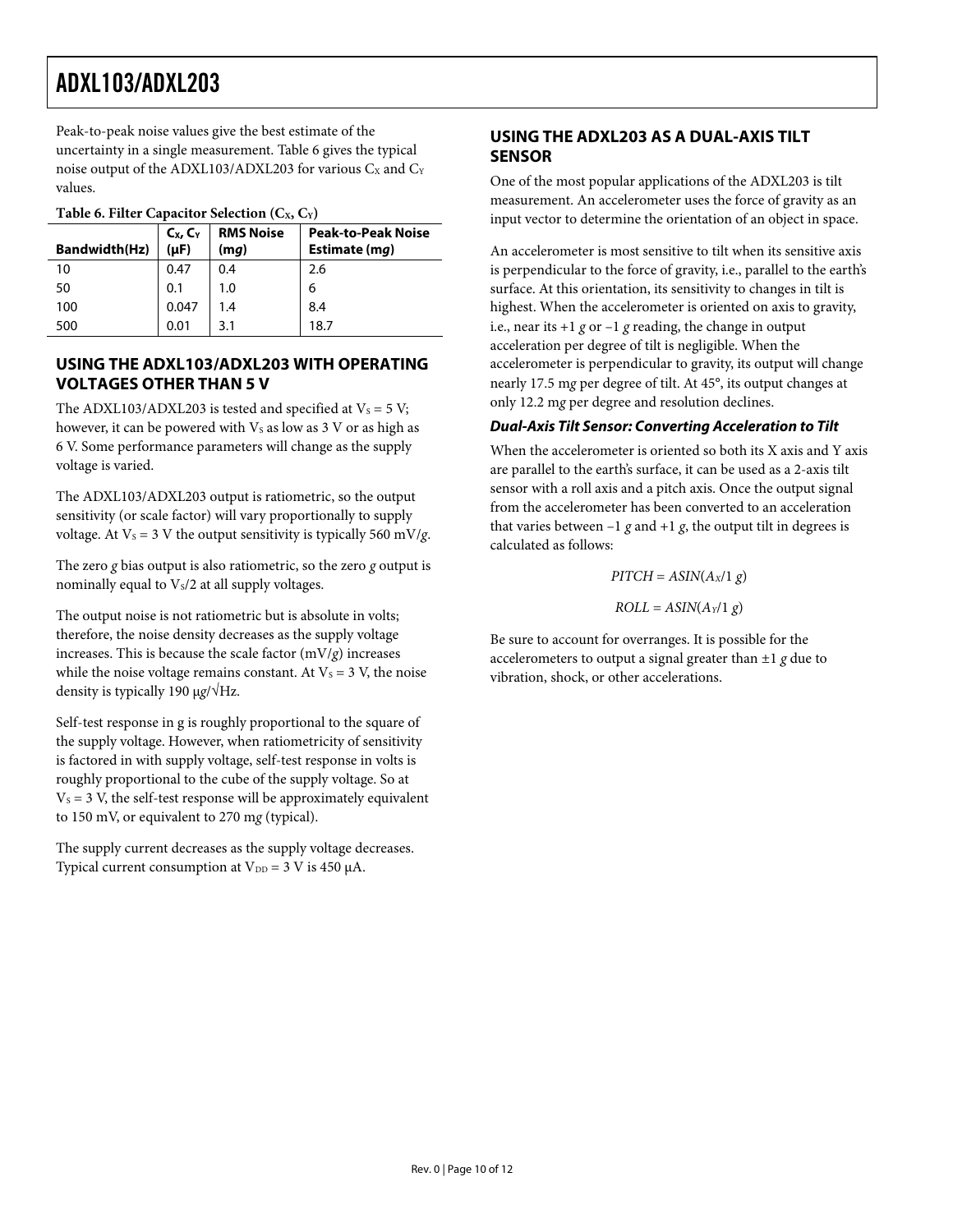Peak-to-peak noise values give the best estimate of the uncertainty in a single measurement. Table 6 gives the typical noise output of the ADXL103/ADXL203 for various $C_X$ and $C_Y$ values.

**Table 6. Filter Capacitor Selection ($C_X$, $C_Y$)**

| Bandwidth(Hz) | $C_X$, $C_Y$ (µF) | RMS Noise (m*g*) | Peak-to-Peak Noise Estimate (m*g*) |
|---|---|---|---|
| 10 | 0.47 | 0.4 | 2.6 |
| 50 | 0.1 | 1.0 | 6 |
| 100 | 0.047 | 1.4 | 8.4 |
| 500 | 0.01 | 3.1 | 18.7 |

## USING THE ADXL103/ADXL203 WITH OPERATING VOLTAGES OTHER THAN 5 V

The ADXL103/ADXL203 is tested and specified at $V_S$ = 5 V; however, it can be powered with $V_S$ as low as 3 V or as high as 6 V. Some performance parameters will change as the supply voltage is varied.

The ADXL103/ADXL203 output is ratiometric, so the output sensitivity (or scale factor) will vary proportionally to supply voltage. At $V_S$ = 3 V the output sensitivity is typically 560 mV/*g*.

The zero *g* bias output is also ratiometric, so the zero *g* output is nominally equal to $V_S/2$ at all supply voltages.

The output noise is not ratiometric but is absolute in volts; therefore, the noise density decreases as the supply voltage increases. This is because the scale factor (mV/*g*) increases while the noise voltage remains constant. At $V_S$ = 3 V, the noise density is typically 190 µ*g*/√Hz.

Self-test response in g is roughly proportional to the square of the supply voltage. However, when ratiometricity of sensitivity is factored in with supply voltage, self-test response in volts is roughly proportional to the cube of the supply voltage. So at $V_S$ = 3 V, the self-test response will be approximately equivalent to 150 mV, or equivalent to 270 m*g* (typical).

The supply current decreases as the supply voltage decreases. Typical current consumption at $V_{DD}$ = 3 V is 450 µA.

## USING THE ADXL203 AS A DUAL-AXIS TILT SENSOR

One of the most popular applications of the ADXL203 is tilt measurement. An accelerometer uses the force of gravity as an input vector to determine the orientation of an object in space.

An accelerometer is most sensitive to tilt when its sensitive axis is perpendicular to the force of gravity, i.e., parallel to the earth's surface. At this orientation, its sensitivity to changes in tilt is highest. When the accelerometer is oriented on axis to gravity, i.e., near its +1 *g* or −1 *g* reading, the change in output acceleration per degree of tilt is negligible. When the accelerometer is perpendicular to gravity, its output will change nearly 17.5 m*g* per degree of tilt. At 45°, its output changes at only 12.2 m*g* per degree and resolution declines.

### *Dual-Axis Tilt Sensor: Converting Acceleration to Tilt*

When the accelerometer is oriented so both its X axis and Y axis are parallel to the earth's surface, it can be used as a 2-axis tilt sensor with a roll axis and a pitch axis. Once the output signal from the accelerometer has been converted to an acceleration that varies between −1 *g* and +1 *g*, the output tilt in degrees is calculated as follows:

$$PITCH = ASIN(A_X/1\ g)$$

$$ROLL = ASIN(A_Y/1\ g)$$

Be sure to account for overranges. It is possible for the accelerometers to output a signal greater than ±1 *g* due to vibration, shock, or other accelerations.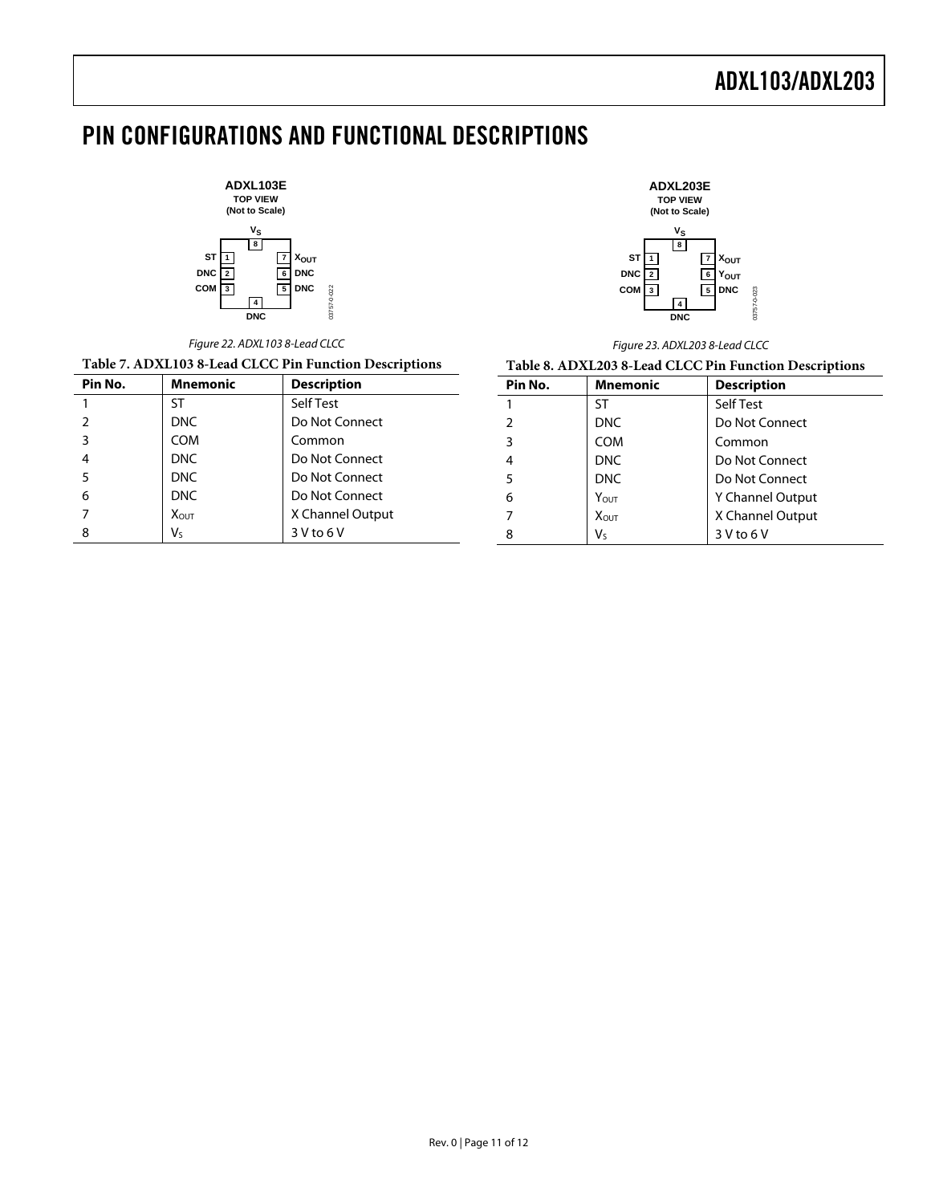# PIN CONFIGURATIONS AND FUNCTIONAL DESCRIPTIONS

*Figure 22. ADXL103 8-Lead CLCC*

**Table 7. ADXL103 8-Lead CLCC Pin Function Descriptions**

| Pin No. | Mnemonic | Description |
|---|---|---|
| 1 | ST | Self Test |
| 2 | DNC | Do Not Connect |
| 3 | COM | Common |
| 4 | DNC | Do Not Connect |
| 5 | DNC | Do Not Connect |
| 6 | DNC | Do Not Connect |
| 7 | $X_{OUT}$ | X Channel Output |
| 8 | $V_S$ | 3 V to 6 V |

*Figure 23. ADXL203 8-Lead CLCC*

**Table 8. ADXL203 8-Lead CLCC Pin Function Descriptions**

| Pin No. | Mnemonic | Description |
|---|---|---|
| 1 | ST | Self Test |
| 2 | DNC | Do Not Connect |
| 3 | COM | Common |
| 4 | DNC | Do Not Connect |
| 5 | DNC | Do Not Connect |
| 6 | $Y_{OUT}$ | Y Channel Output |
| 7 | $X_{OUT}$ | X Channel Output |
| 8 | $V_S$ | 3 V to 6 V |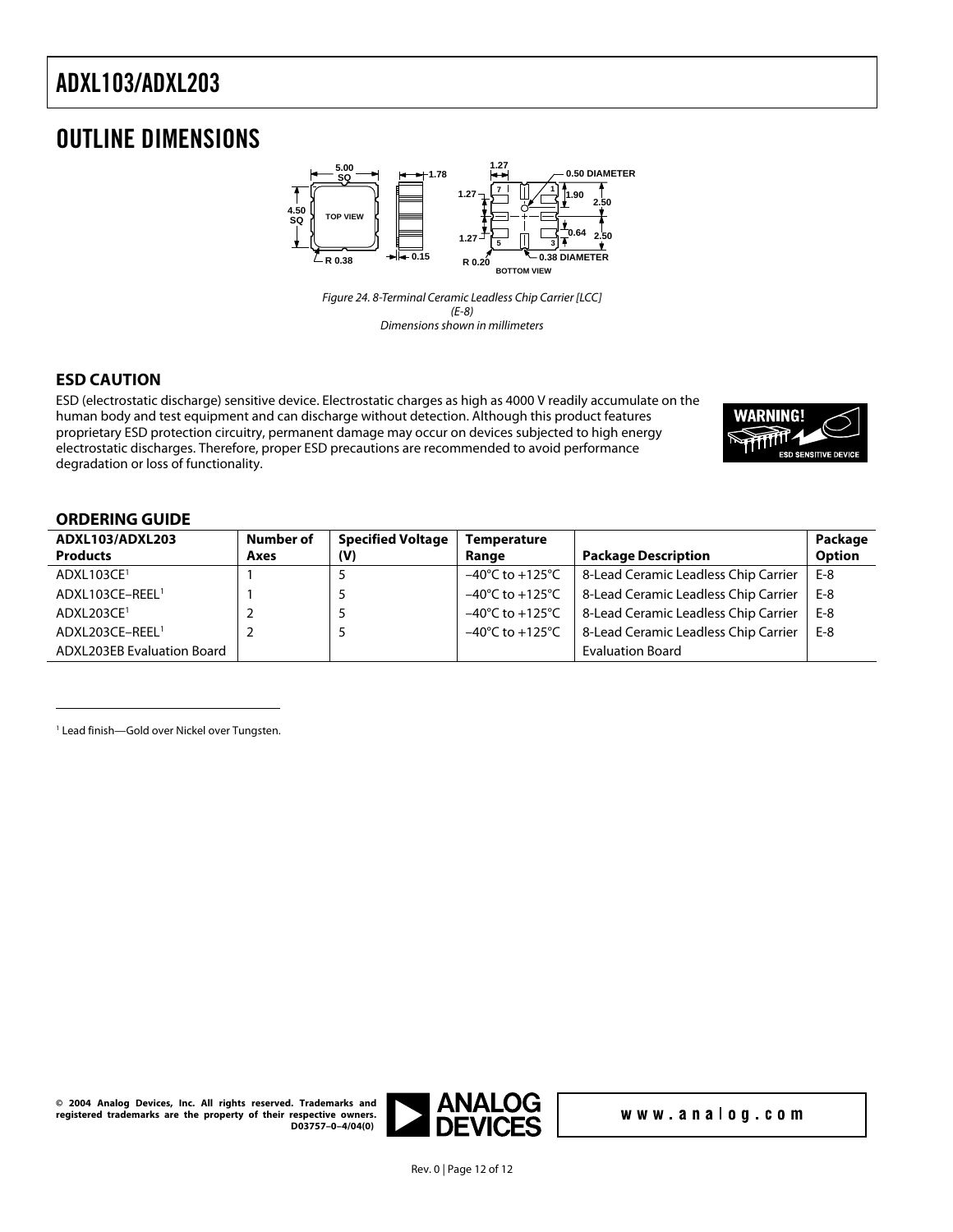# OUTLINE DIMENSIONS

5.00 SQ
1.78
4.50 SQ
TOP VIEW
R 0.38
0.15
1.27
0.50 DIAMETER
1.27
7
1
1.90
2.50
0.64
2.50
1.27
5
3
R 0.20
0.38 DIAMETER
BOTTOM VIEW

*Figure 24. 8-Terminal Ceramic Leadless Chip Carrier [LCC] (E-8) Dimensions shown in millimeters*

## ESD CAUTION

ESD (electrostatic discharge) sensitive device. Electrostatic charges as high as 4000 V readily accumulate on the human body and test equipment and can discharge without detection. Although this product features proprietary ESD protection circuitry, permanent damage may occur on devices subjected to high energy electrostatic discharges. Therefore, proper ESD precautions are recommended to avoid performance degradation or loss of functionality.

## ORDERING GUIDE

| ADXL103/ADXL203 Products | Number of Axes | Specified Voltage (V) | Temperature Range | Package Description | Package Option |
|---|---|---|---|---|---|
| ADXL103CE[1] | 1 | 5 | –40°C to +125°C | 8-Lead Ceramic Leadless Chip Carrier | E-8 |
| ADXL103CE–REEL[1] | 1 | 5 | –40°C to +125°C | 8-Lead Ceramic Leadless Chip Carrier | E-8 |
| ADXL203CE[1] | 2 | 5 | –40°C to +125°C | 8-Lead Ceramic Leadless Chip Carrier | E-8 |
| ADXL203CE–REEL[1] | 2 | 5 | –40°C to +125°C | 8-Lead Ceramic Leadless Chip Carrier | E-8 |
| ADXL203EB Evaluation Board | | | | Evaluation Board | |

[1] Lead finish—Gold over Nickel over Tungsten.

© 2004 Analog Devices, Inc. All rights reserved. Trademarks and registered trademarks are the property of their respective owners. D03757–0–4/04(0)

www.analog.com